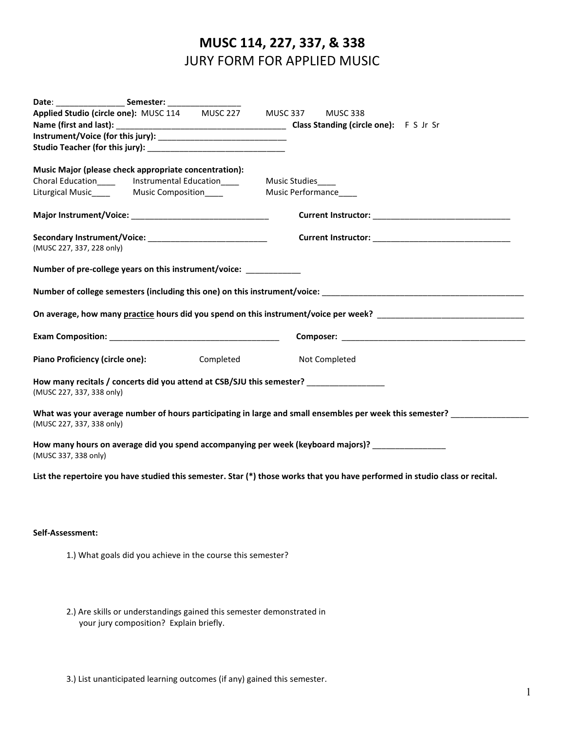# MUSC 114, 227, 337, & 338

## JURY FORM FOR APPLIED MUSIC

**Date**: _______________ **Semester:** ________________

**Applied Studio (circle one):** MUSC 114 MUSC 227 MUSC 337 MUSC 338

**Name (first and last):** ______________________________________ **Class Standing (circle one):** F S Jr Sr

**Instrument/Voice (for this jury):** ____________________________

**Studio Teacher (for this jury):** ______________________________

**Music Major (please check appropriate concentration):**

Choral Education____ Instrumental Education____ Music Studies____

Liturgical Music____ Music Composition____ Music Performance____

**Major Instrument/Voice:** ______________________________ **Current Instructor:** ______________________________

**Secondary Instrument/Voice:** __________________________ **Current Instructor:** ______________________________

(MUSC 227, 337, 228 only)

**Number of pre-college years on this instrument/voice:** ___________

**Number of college semesters (including this one) on this instrument/voice:** ____________________________________________

**On average, how many <u>practice</u> hours did you spend on this instrument/voice per week?** _______________________________

**Exam Composition:** _____________________________________ **Composer:** _________________________________________

**Piano Proficiency (circle one):** Completed Not Completed

**How many recitals / concerts did you attend at CSB/SJU this semester?** ________________

(MUSC 227, 337, 338 only)

**What was your average number of hours participating in large and small ensembles per week this semester?** ________________

(MUSC 227, 337, 338 only)

**How many hours on average did you spend accompanying per week (keyboard majors)?** _______________

(MUSC 337, 338 only)

**List the repertoire you have studied this semester. Star (*) those works that you have performed in studio class or recital.**

**Self-Assessment:**

1.) What goals did you achieve in the course this semester?

2.) Are skills or understandings gained this semester demonstrated in your jury composition? Explain briefly.

3.) List unanticipated learning outcomes (if any) gained this semester.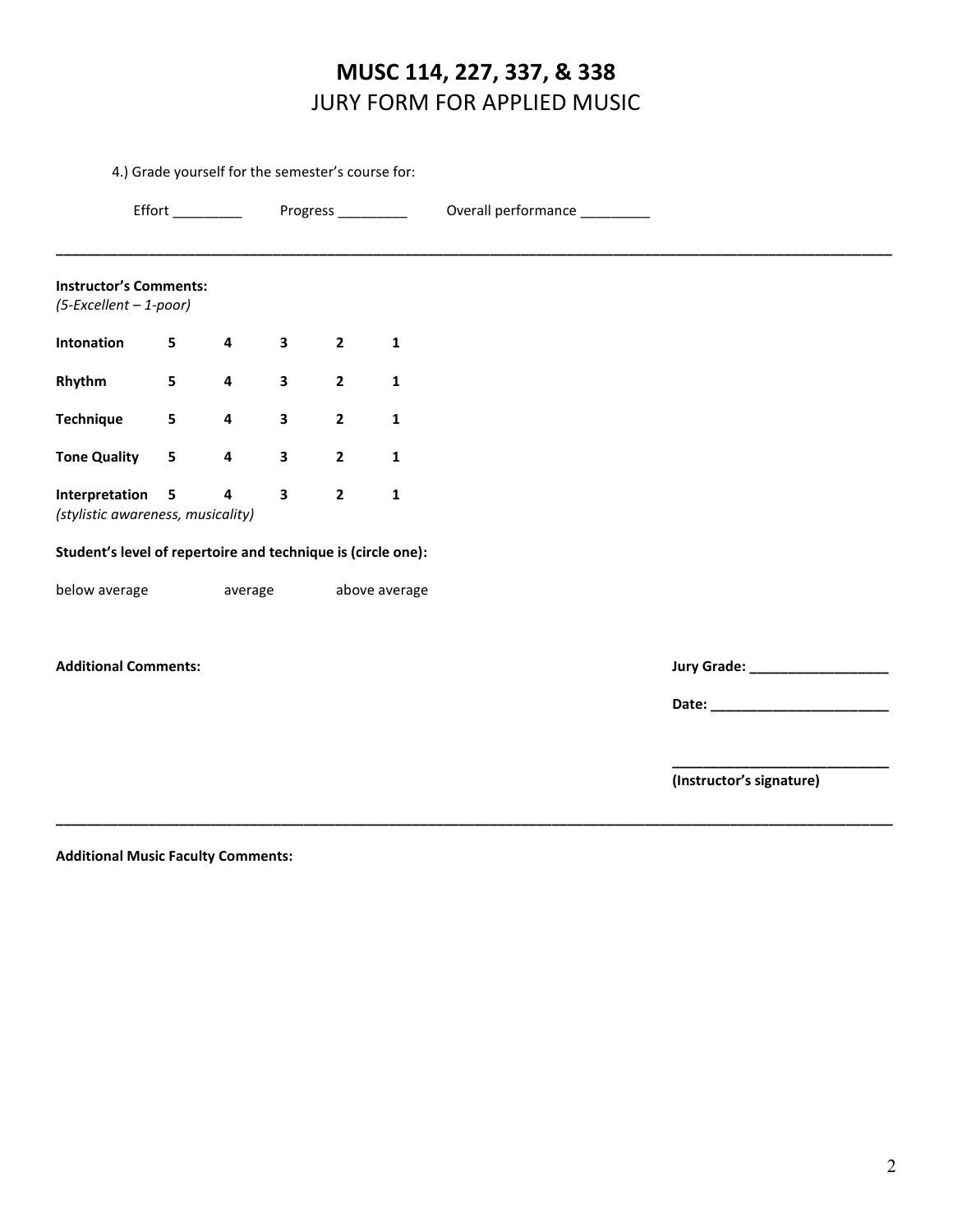# MUSC 114, 227, 337, & 338
## JURY FORM FOR APPLIED MUSIC

4.) Grade yourself for the semester's course for:

Effort _________ Progress _________ Overall performance _________

---

**Instructor's Comments:**
*(5-Excellent – 1-poor)*

| | | | | | |
|---|---|---|---|---|---|
| **Intonation** | **5** | **4** | **3** | **2** | **1** |
| **Rhythm** | **5** | **4** | **3** | **2** | **1** |
| **Technique** | **5** | **4** | **3** | **2** | **1** |
| **Tone Quality** | **5** | **4** | **3** | **2** | **1** |
| **Interpretation** *(stylistic awareness, musicality)* | **5** | **4** | **3** | **2** | **1** |

**Student's level of repertoire and technique is (circle one):**

below average average above average

**Additional Comments:**

**Jury Grade:** __________________

**Date:** _______________________

____________________________
**(Instructor's signature)**

---

**Additional Music Faculty Comments:**